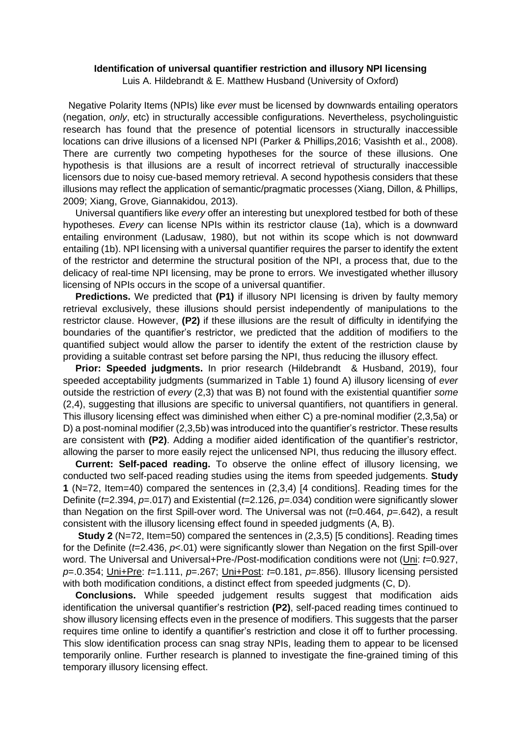**Identification of universal quantifier restriction and illusory NPI licensing**

Luis A. Hildebrandt & E. Matthew Husband (University of Oxford)

Negative Polarity Items (NPIs) like *ever* must be licensed by downwards entailing operators (negation, *only*, etc) in structurally accessible configurations. Nevertheless, psycholinguistic research has found that the presence of potential licensors in structurally inaccessible locations can drive illusions of a licensed NPI (Parker & Phillips,2016; Vasishth et al., 2008). There are currently two competing hypotheses for the source of these illusions. One hypothesis is that illusions are a result of incorrect retrieval of structurally inaccessible licensors due to noisy cue-based memory retrieval. A second hypothesis considers that these illusions may reflect the application of semantic/pragmatic processes (Xiang, Dillon, & Phillips, 2009; Xiang, Grove, Giannakidou, 2013).

Universal quantifiers like *every* offer an interesting but unexplored testbed for both of these hypotheses. *Every* can license NPIs within its restrictor clause (1a), which is a downward entailing environment (Ladusaw, 1980), but not within its scope which is not downward entailing (1b). NPI licensing with a universal quantifier requires the parser to identify the extent of the restrictor and determine the structural position of the NPI, a process that, due to the delicacy of real-time NPI licensing, may be prone to errors. We investigated whether illusory licensing of NPIs occurs in the scope of a universal quantifier.

**Predictions.** We predicted that **(P1)** if illusory NPI licensing is driven by faulty memory retrieval exclusively, these illusions should persist independently of manipulations to the restrictor clause. However, **(P2)** if these illusions are the result of difficulty in identifying the boundaries of the quantifier's restrictor, we predicted that the addition of modifiers to the quantified subject would allow the parser to identify the extent of the restriction clause by providing a suitable contrast set before parsing the NPI, thus reducing the illusory effect.

**Prior: Speeded judgments.** In prior research (Hildebrandt & Husband, 2019), four speeded acceptability judgments (summarized in Table 1) found A) illusory licensing of *ever* outside the restriction of *every* (2,3) that was B) not found with the existential quantifier *some* (2,4), suggesting that illusions are specific to universal quantifiers, not quantifiers in general. This illusory licensing effect was diminished when either C) a pre-nominal modifier (2,3,5a) or D) a post-nominal modifier (2,3,5b) was introduced into the quantifier's restrictor. These results are consistent with **(P2)**. Adding a modifier aided identification of the quantifier's restrictor, allowing the parser to more easily reject the unlicensed NPI, thus reducing the illusory effect.

**Current: Self-paced reading.** To observe the online effect of illusory licensing, we conducted two self-paced reading studies using the items from speeded judgements. **Study 1** (N=72, Item=40) compared the sentences in (2,3,4) [4 conditions]. Reading times for the Definite ($t$=2.394, $p$=.017) and Existential ($t$=2.126, $p$=.034) condition were significantly slower than Negation on the first Spill-over word. The Universal was not ($t$=0.464, $p$=.642), a result consistent with the illusory licensing effect found in speeded judgments (A, B).

**Study 2** (N=72, Item=50) compared the sentences in (2,3,5) [5 conditions]. Reading times for the Definite ($t$=2.436, $p$<.01) were significantly slower than Negation on the first Spill-over word. The Universal and Universal+Pre-/Post-modification conditions were not (Uni: $t$=0.927, $p$=.0.354; Uni+Pre: $t$=1.111, $p$=.267; Uni+Post: $t$=0.181, $p$=.856). Illusory licensing persisted with both modification conditions, a distinct effect from speeded judgments (C, D).

**Conclusions.** While speeded judgement results suggest that modification aids identification the universal quantifier's restriction **(P2)**, self-paced reading times continued to show illusory licensing effects even in the presence of modifiers. This suggests that the parser requires time online to identify a quantifier's restriction and close it off to further processing. This slow identification process can snag stray NPIs, leading them to appear to be licensed temporarily online. Further research is planned to investigate the fine-grained timing of this temporary illusory licensing effect.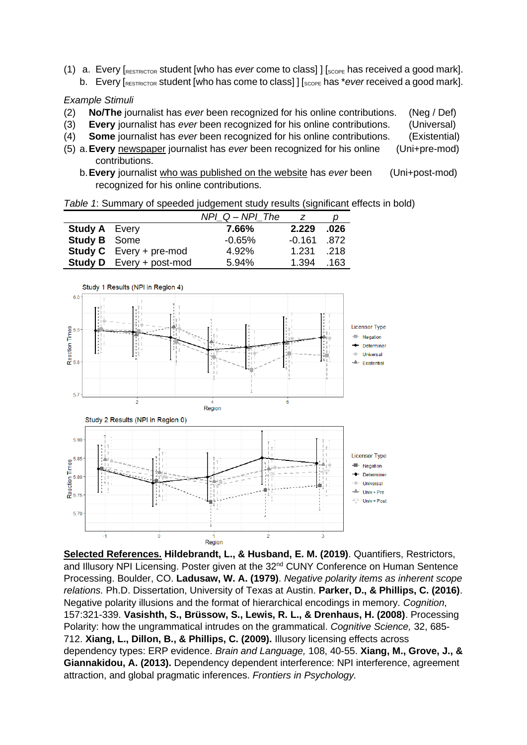(1) a. Every [$_{RESTRICTOR}$ student [who has *ever* come to class] ] [$_{SCOPE}$ has received a good mark].
    b. Every [$_{RESTRICTOR}$ student [who has come to class] ] [$_{SCOPE}$ has \**ever* received a good mark].

*Example Stimuli*

(2) **No/The** journalist has *ever* been recognized for his online contributions. (Neg / Def)

(3) **Every** journalist has *ever* been recognized for his online contributions. (Universal)

(4) **Some** journalist has *ever* been recognized for his online contributions. (Existential)

(5) a. **Every** <u>newspaper</u> journalist has *ever* been recognized for his online contributions. (Uni+pre-mod)

    b. **Every** journalist <u>who was published on the website</u> has *ever* been recognized for his online contributions. (Uni+post-mod)

*Table 1*: Summary of speeded judgement study results (significant effects in bold)

| | | *NPI_Q – NPI_The* | *z* | *p* |
|---|---|---|---|---|
| **Study A** | Every | **7.66%** | **2.229** | **.026** |
| **Study B** | Some | -0.65% | -0.161 | .872 |
| **Study C** | Every + pre-mod | 4.92% | 1.231 | .218 |
| **Study D** | Every + post-mod | 5.94% | 1.394 | .163 |

Study 1 Results (NPI in Region 4)

Reaction Times

6.0
5.9
5.8
5.7

2
4
6

Region

Licensor Type
Negation
Determiner
Universal
Existential

Study 2 Results (NPI in Region 0)

Reaction Times

5.90
5.85
5.80
5.75
5.70

-1
0
1
2
3

Region

Licensor Type
Negation
Determiner
Universal
Univ + Pre
Univ + Post

<u>**Selected References.**</u> **Hildebrandt, L., & Husband, E. M. (2019)**. Quantifiers, Restrictors, and Illusory NPI Licensing. Poster given at the 32nd CUNY Conference on Human Sentence Processing. Boulder, CO. **Ladusaw, W. A. (1979)**. *Negative polarity items as inherent scope relations.* Ph.D. Dissertation, University of Texas at Austin. **Parker, D., & Phillips, C. (2016)**. Negative polarity illusions and the format of hierarchical encodings in memory. *Cognition*, 157:321-339. **Vasishth, S., Brüssow, S., Lewis, R. L., & Drenhaus, H. (2008)**. Processing Polarity: how the ungrammatical intrudes on the grammatical. *Cognitive Science,* 32, 685-712. **Xiang, L., Dillon, B., & Phillips, C. (2009).** Illusory licensing effects across dependency types: ERP evidence. *Brain and Language,* 108, 40-55. **Xiang, M., Grove, J., & Giannakidou, A. (2013).** Dependency dependent interference: NPI interference, agreement attraction, and global pragmatic inferences. *Frontiers in Psychology.*